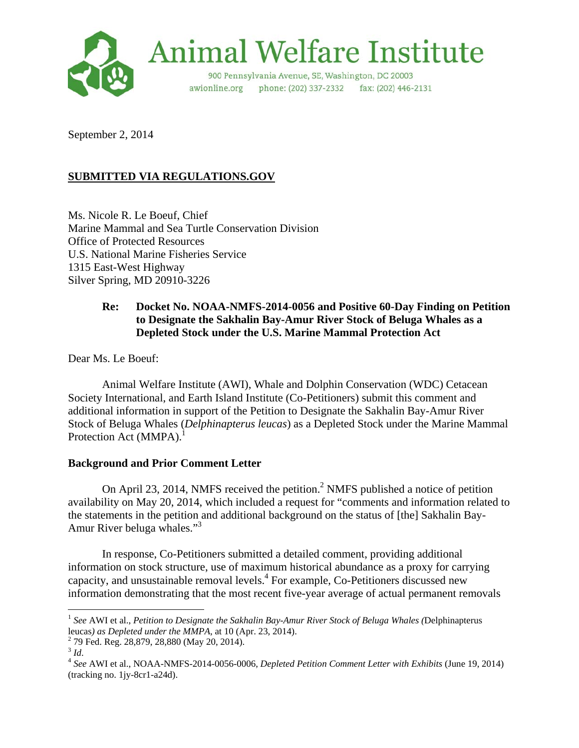# Animal Welfare Institute

900 Pennsylvania Avenue, SE, Washington, DC 20003
awionline.org phone: (202) 337-2332 fax: (202) 446-2131

September 2, 2014

**SUBMITTED VIA REGULATIONS.GOV**

Ms. Nicole R. Le Boeuf, Chief
Marine Mammal and Sea Turtle Conservation Division
Office of Protected Resources
U.S. National Marine Fisheries Service
1315 East-West Highway
Silver Spring, MD 20910-3226

**Re: Docket No. NOAA-NMFS-2014-0056 and Positive 60-Day Finding on Petition to Designate the Sakhalin Bay-Amur River Stock of Beluga Whales as a Depleted Stock under the U.S. Marine Mammal Protection Act**

Dear Ms. Le Boeuf:

Animal Welfare Institute (AWI), Whale and Dolphin Conservation (WDC) Cetacean Society International, and Earth Island Institute (Co-Petitioners) submit this comment and additional information in support of the Petition to Designate the Sakhalin Bay-Amur River Stock of Beluga Whales (*Delphinapterus leucas*) as a Depleted Stock under the Marine Mammal Protection Act (MMPA).[1]

**Background and Prior Comment Letter**

On April 23, 2014, NMFS received the petition.[2] NMFS published a notice of petition availability on May 20, 2014, which included a request for "comments and information related to the statements in the petition and additional background on the status of [the] Sakhalin Bay-Amur River beluga whales."[3]

In response, Co-Petitioners submitted a detailed comment, providing additional information on stock structure, use of maximum historical abundance as a proxy for carrying capacity, and unsustainable removal levels.[4] For example, Co-Petitioners discussed new information demonstrating that the most recent five-year average of actual permanent removals

---

[1] *See* AWI et al., *Petition to Designate the Sakhalin Bay-Amur River Stock of Beluga Whales (*Delphinapterus leucas*) as Depleted under the MMPA*, at 10 (Apr. 23, 2014).

[2] 79 Fed. Reg. 28,879, 28,880 (May 20, 2014).

[3] *Id*.

[4] *See* AWI et al., NOAA-NMFS-2014-0056-0006, *Depleted Petition Comment Letter with Exhibits* (June 19, 2014) (tracking no. 1jy-8cr1-a24d).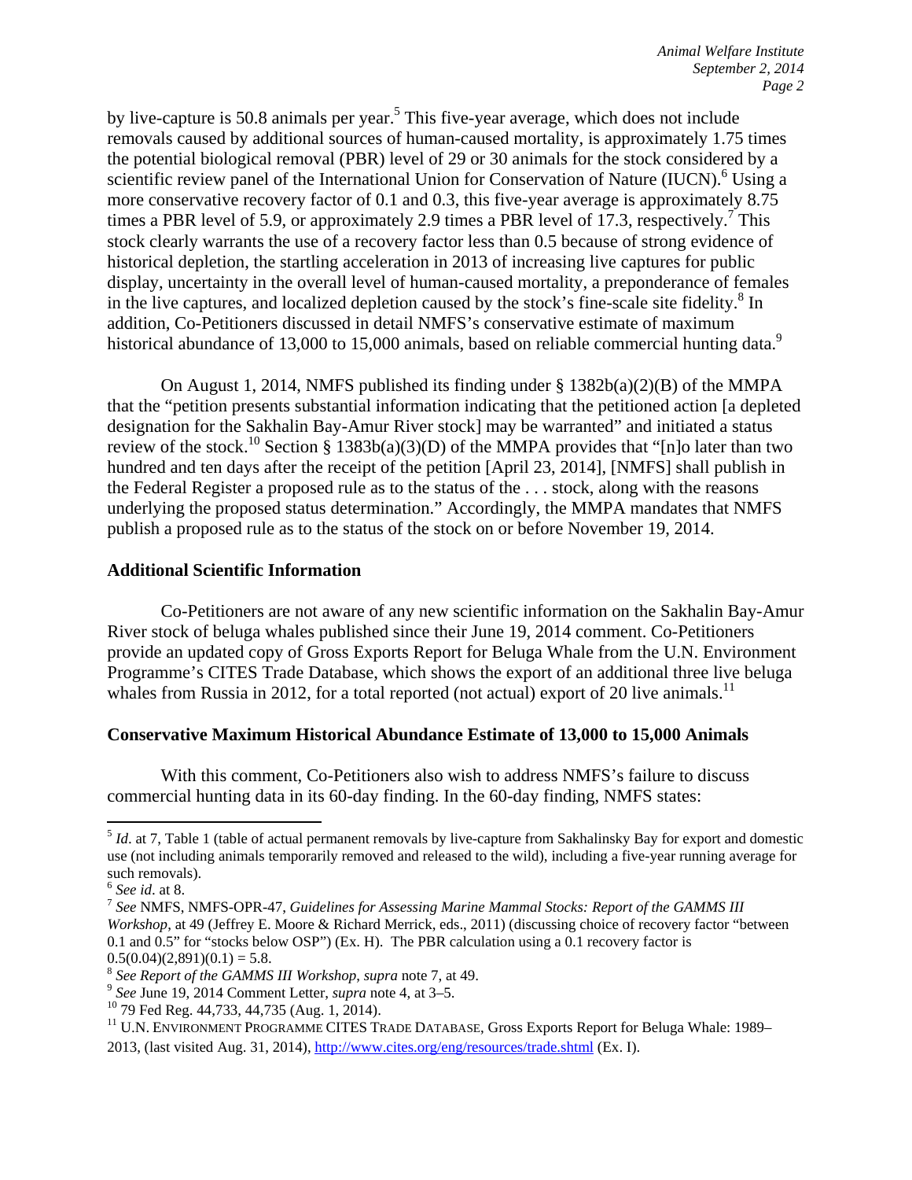by live-capture is 50.8 animals per year.[5] This five-year average, which does not include removals caused by additional sources of human-caused mortality, is approximately 1.75 times the potential biological removal (PBR) level of 29 or 30 animals for the stock considered by a scientific review panel of the International Union for Conservation of Nature (IUCN).[6] Using a more conservative recovery factor of 0.1 and 0.3, this five-year average is approximately 8.75 times a PBR level of 5.9, or approximately 2.9 times a PBR level of 17.3, respectively.[7] This stock clearly warrants the use of a recovery factor less than 0.5 because of strong evidence of historical depletion, the startling acceleration in 2013 of increasing live captures for public display, uncertainty in the overall level of human-caused mortality, a preponderance of females in the live captures, and localized depletion caused by the stock's fine-scale site fidelity.[8] In addition, Co-Petitioners discussed in detail NMFS's conservative estimate of maximum historical abundance of 13,000 to 15,000 animals, based on reliable commercial hunting data.[9]

On August 1, 2014, NMFS published its finding under § 1382b(a)(2)(B) of the MMPA that the "petition presents substantial information indicating that the petitioned action [a depleted designation for the Sakhalin Bay-Amur River stock] may be warranted" and initiated a status review of the stock.[10] Section § 1383b(a)(3)(D) of the MMPA provides that "[n]o later than two hundred and ten days after the receipt of the petition [April 23, 2014], [NMFS] shall publish in the Federal Register a proposed rule as to the status of the . . . stock, along with the reasons underlying the proposed status determination." Accordingly, the MMPA mandates that NMFS publish a proposed rule as to the status of the stock on or before November 19, 2014.

## Additional Scientific Information

Co-Petitioners are not aware of any new scientific information on the Sakhalin Bay-Amur River stock of beluga whales published since their June 19, 2014 comment. Co-Petitioners provide an updated copy of Gross Exports Report for Beluga Whale from the U.N. Environment Programme's CITES Trade Database, which shows the export of an additional three live beluga whales from Russia in 2012, for a total reported (not actual) export of 20 live animals.[11]

## Conservative Maximum Historical Abundance Estimate of 13,000 to 15,000 Animals

With this comment, Co-Petitioners also wish to address NMFS's failure to discuss commercial hunting data in its 60-day finding. In the 60-day finding, NMFS states:

---

[5] *Id*. at 7, Table 1 (table of actual permanent removals by live-capture from Sakhalinsky Bay for export and domestic use (not including animals temporarily removed and released to the wild), including a five-year running average for such removals).

[6] *See id*. at 8.

[7] *See* NMFS, NMFS-OPR-47, *Guidelines for Assessing Marine Mammal Stocks: Report of the GAMMS III Workshop*, at 49 (Jeffrey E. Moore & Richard Merrick, eds., 2011) (discussing choice of recovery factor "between 0.1 and 0.5" for "stocks below OSP") (Ex. H). The PBR calculation using a 0.1 recovery factor is $0.5(0.04)(2,891)(0.1) = 5.8$.

[8] *See Report of the GAMMS III Workshop*, *supra* note 7, at 49.

[9] *See* June 19, 2014 Comment Letter, *supra* note 4, at 3–5.

[10] 79 Fed Reg. 44,733, 44,735 (Aug. 1, 2014).

[11] U.N. ENVIRONMENT PROGRAMME CITES TRADE DATABASE, Gross Exports Report for Beluga Whale: 1989–2013, (last visited Aug. 31, 2014), http://www.cites.org/eng/resources/trade.shtml (Ex. I).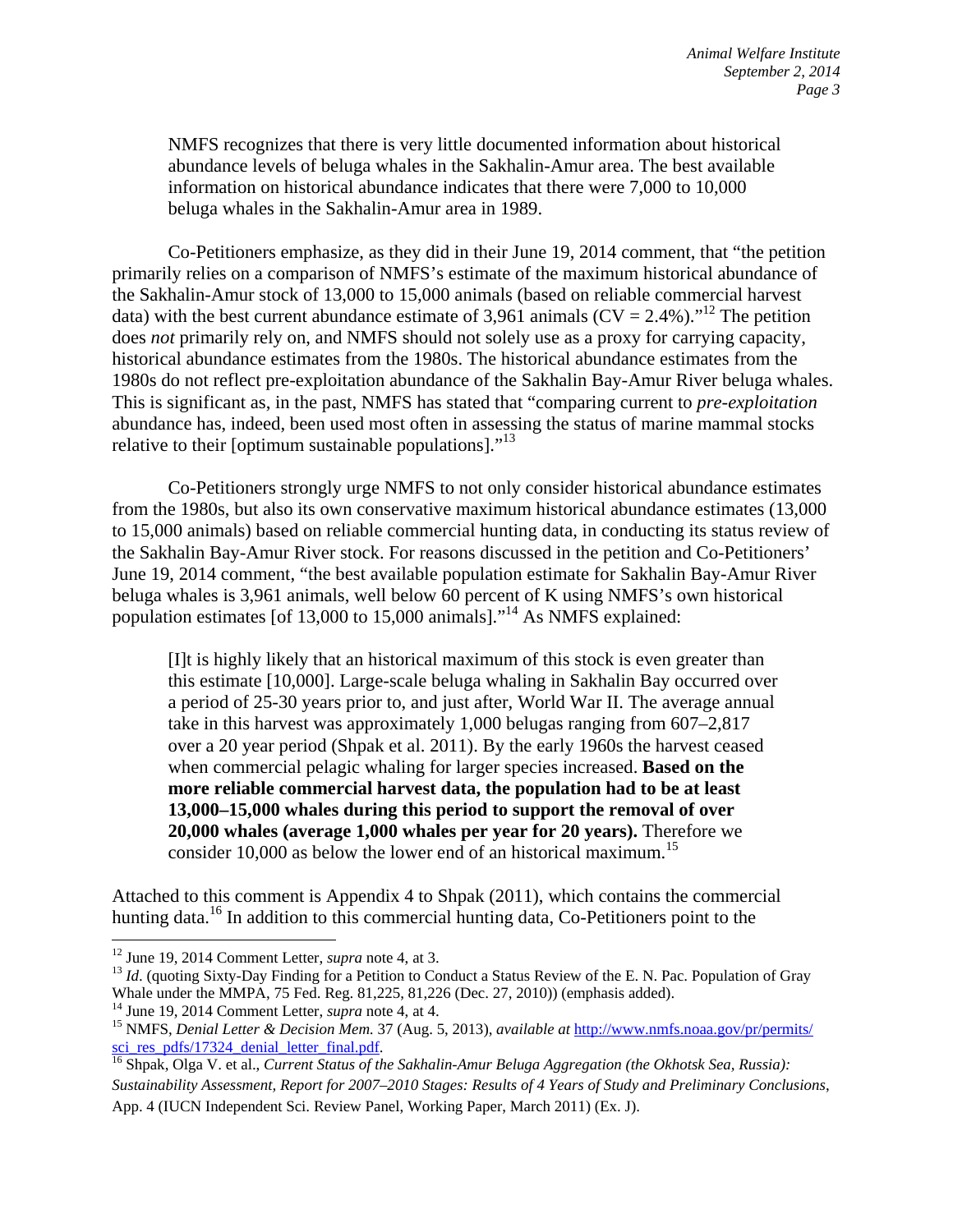> NMFS recognizes that there is very little documented information about historical abundance levels of beluga whales in the Sakhalin-Amur area. The best available information on historical abundance indicates that there were 7,000 to 10,000 beluga whales in the Sakhalin-Amur area in 1989.

Co-Petitioners emphasize, as they did in their June 19, 2014 comment, that "the petition primarily relies on a comparison of NMFS's estimate of the maximum historical abundance of the Sakhalin-Amur stock of 13,000 to 15,000 animals (based on reliable commercial harvest data) with the best current abundance estimate of 3,961 animals (CV = 2.4%)."[12] The petition does *not* primarily rely on, and NMFS should not solely use as a proxy for carrying capacity, historical abundance estimates from the 1980s. The historical abundance estimates from the 1980s do not reflect pre-exploitation abundance of the Sakhalin Bay-Amur River beluga whales. This is significant as, in the past, NMFS has stated that "comparing current to *pre-exploitation* abundance has, indeed, been used most often in assessing the status of marine mammal stocks relative to their [optimum sustainable populations]."[13]

Co-Petitioners strongly urge NMFS to not only consider historical abundance estimates from the 1980s, but also its own conservative maximum historical abundance estimates (13,000 to 15,000 animals) based on reliable commercial hunting data, in conducting its status review of the Sakhalin Bay-Amur River stock. For reasons discussed in the petition and Co-Petitioners' June 19, 2014 comment, "the best available population estimate for Sakhalin Bay-Amur River beluga whales is 3,961 animals, well below 60 percent of K using NMFS's own historical population estimates [of 13,000 to 15,000 animals]."[14] As NMFS explained:

> [I]t is highly likely that an historical maximum of this stock is even greater than this estimate [10,000]. Large-scale beluga whaling in Sakhalin Bay occurred over a period of 25-30 years prior to, and just after, World War II. The average annual take in this harvest was approximately 1,000 belugas ranging from 607–2,817 over a 20 year period (Shpak et al. 2011). By the early 1960s the harvest ceased when commercial pelagic whaling for larger species increased. **Based on the more reliable commercial harvest data, the population had to be at least 13,000–15,000 whales during this period to support the removal of over 20,000 whales (average 1,000 whales per year for 20 years).** Therefore we consider 10,000 as below the lower end of an historical maximum.[15]

Attached to this comment is Appendix 4 to Shpak (2011), which contains the commercial hunting data.[16] In addition to this commercial hunting data, Co-Petitioners point to the

---

[12] June 19, 2014 Comment Letter, *supra* note 4, at 3.

[13] *Id.* (quoting Sixty-Day Finding for a Petition to Conduct a Status Review of the E. N. Pac. Population of Gray Whale under the MMPA, 75 Fed. Reg. 81,225, 81,226 (Dec. 27, 2010)) (emphasis added).

[14] June 19, 2014 Comment Letter, *supra* note 4, at 4.

[15] NMFS, *Denial Letter & Decision Mem.* 37 (Aug. 5, 2013), *available at* http://www.nmfs.noaa.gov/pr/permits/sci_res_pdfs/17324_denial_letter_final.pdf.

[16] Shpak, Olga V. et al., *Current Status of the Sakhalin-Amur Beluga Aggregation (the Okhotsk Sea, Russia): Sustainability Assessment, Report for 2007–2010 Stages: Results of 4 Years of Study and Preliminary Conclusions*, App. 4 (IUCN Independent Sci. Review Panel, Working Paper, March 2011) (Ex. J).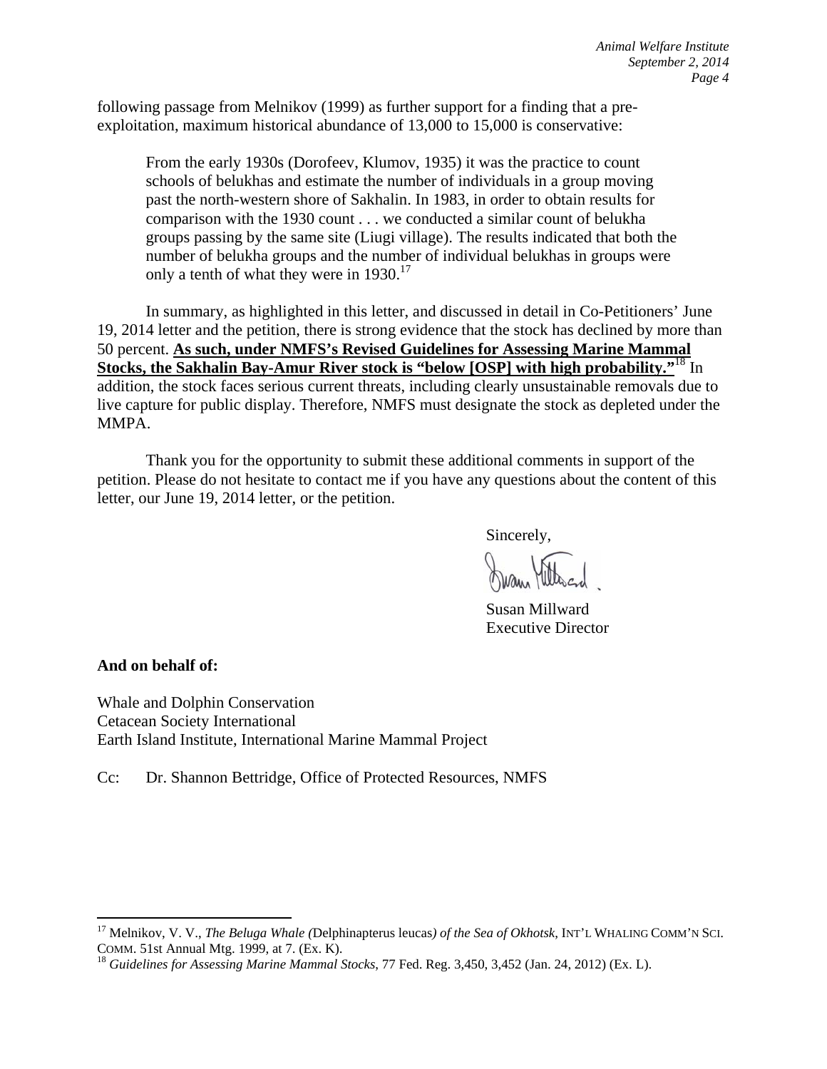following passage from Melnikov (1999) as further support for a finding that a pre-exploitation, maximum historical abundance of 13,000 to 15,000 is conservative:

> From the early 1930s (Dorofeev, Klumov, 1935) it was the practice to count schools of belukhas and estimate the number of individuals in a group moving past the north-western shore of Sakhalin. In 1983, in order to obtain results for comparison with the 1930 count . . . we conducted a similar count of belukha groups passing by the same site (Liugi village). The results indicated that both the number of belukha groups and the number of individual belukhas in groups were only a tenth of what they were in 1930.[17]

In summary, as highlighted in this letter, and discussed in detail in Co-Petitioners' June 19, 2014 letter and the petition, there is strong evidence that the stock has declined by more than 50 percent. **As such, under NMFS's Revised Guidelines for Assessing Marine Mammal Stocks, the Sakhalin Bay-Amur River stock is "below [OSP] with high probability."**[18] In addition, the stock faces serious current threats, including clearly unsustainable removals due to live capture for public display. Therefore, NMFS must designate the stock as depleted under the MMPA.

Thank you for the opportunity to submit these additional comments in support of the petition. Please do not hesitate to contact me if you have any questions about the content of this letter, our June 19, 2014 letter, or the petition.

Sincerely,

Susan Millward
Executive Director

**And on behalf of:**

Whale and Dolphin Conservation
Cetacean Society International
Earth Island Institute, International Marine Mammal Project

Cc: Dr. Shannon Bettridge, Office of Protected Resources, NMFS

---

[17] Melnikov, V. V., *The Beluga Whale (*Delphinapterus leucas*) of the Sea of Okhotsk*, INT'L WHALING COMM'N SCI. COMM. 51st Annual Mtg. 1999, at 7. (Ex. K).

[18] *Guidelines for Assessing Marine Mammal Stocks*, 77 Fed. Reg. 3,450, 3,452 (Jan. 24, 2012) (Ex. L).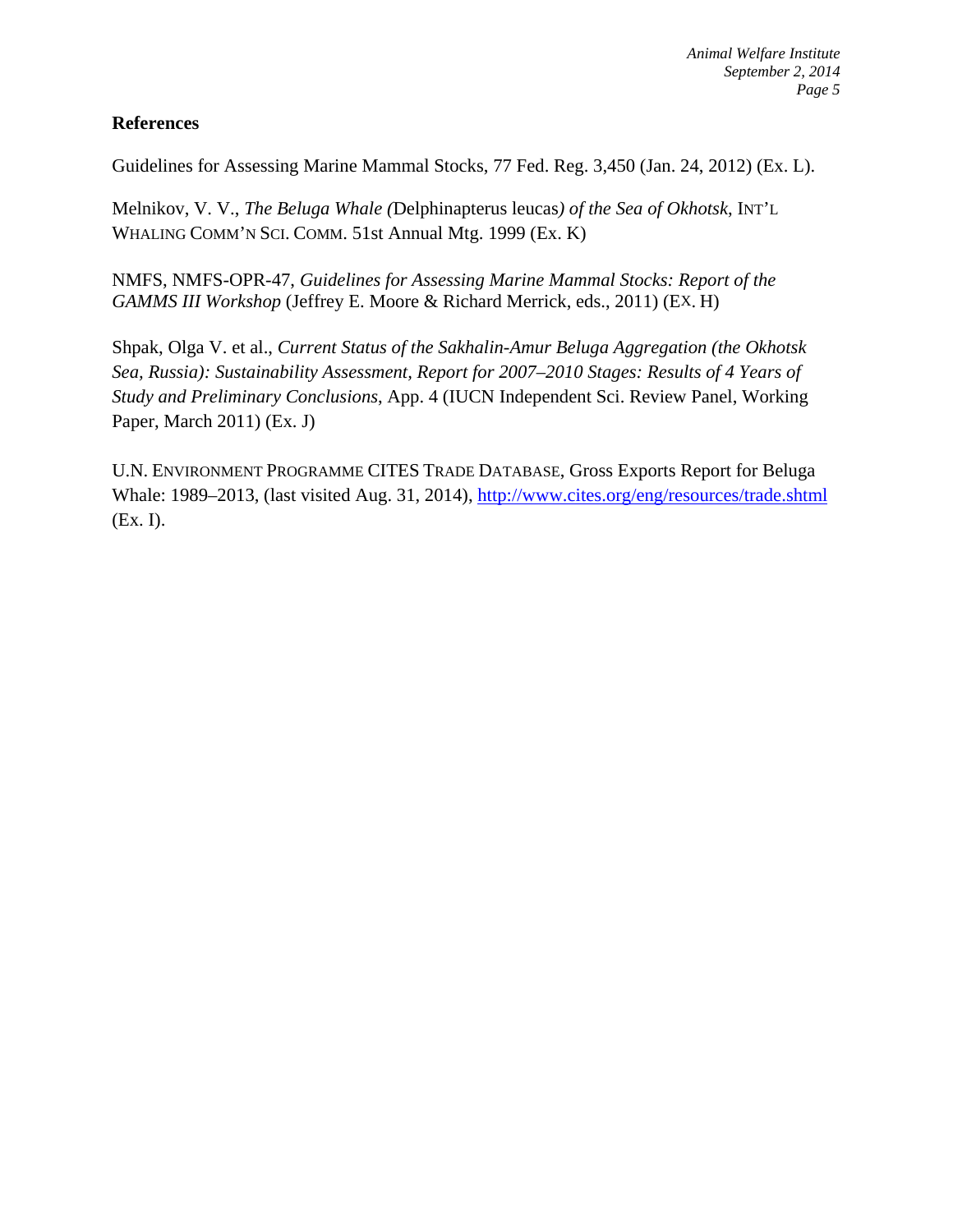**References**

Guidelines for Assessing Marine Mammal Stocks, 77 Fed. Reg. 3,450 (Jan. 24, 2012) (Ex. L).

Melnikov, V. V., *The Beluga Whale (*Delphinapterus leucas*) of the Sea of Okhotsk*, INT'L WHALING COMM'N SCI. COMM. 51st Annual Mtg. 1999 (Ex. K)

NMFS, NMFS-OPR-47, *Guidelines for Assessing Marine Mammal Stocks: Report of the GAMMS III Workshop* (Jeffrey E. Moore & Richard Merrick, eds., 2011) (EX. H)

Shpak, Olga V. et al., *Current Status of the Sakhalin-Amur Beluga Aggregation (the Okhotsk Sea, Russia): Sustainability Assessment, Report for 2007–2010 Stages: Results of 4 Years of Study and Preliminary Conclusions*, App. 4 (IUCN Independent Sci. Review Panel, Working Paper, March 2011) (Ex. J)

U.N. ENVIRONMENT PROGRAMME CITES TRADE DATABASE, Gross Exports Report for Beluga Whale: 1989–2013, (last visited Aug. 31, 2014), http://www.cites.org/eng/resources/trade.shtml (Ex. I).